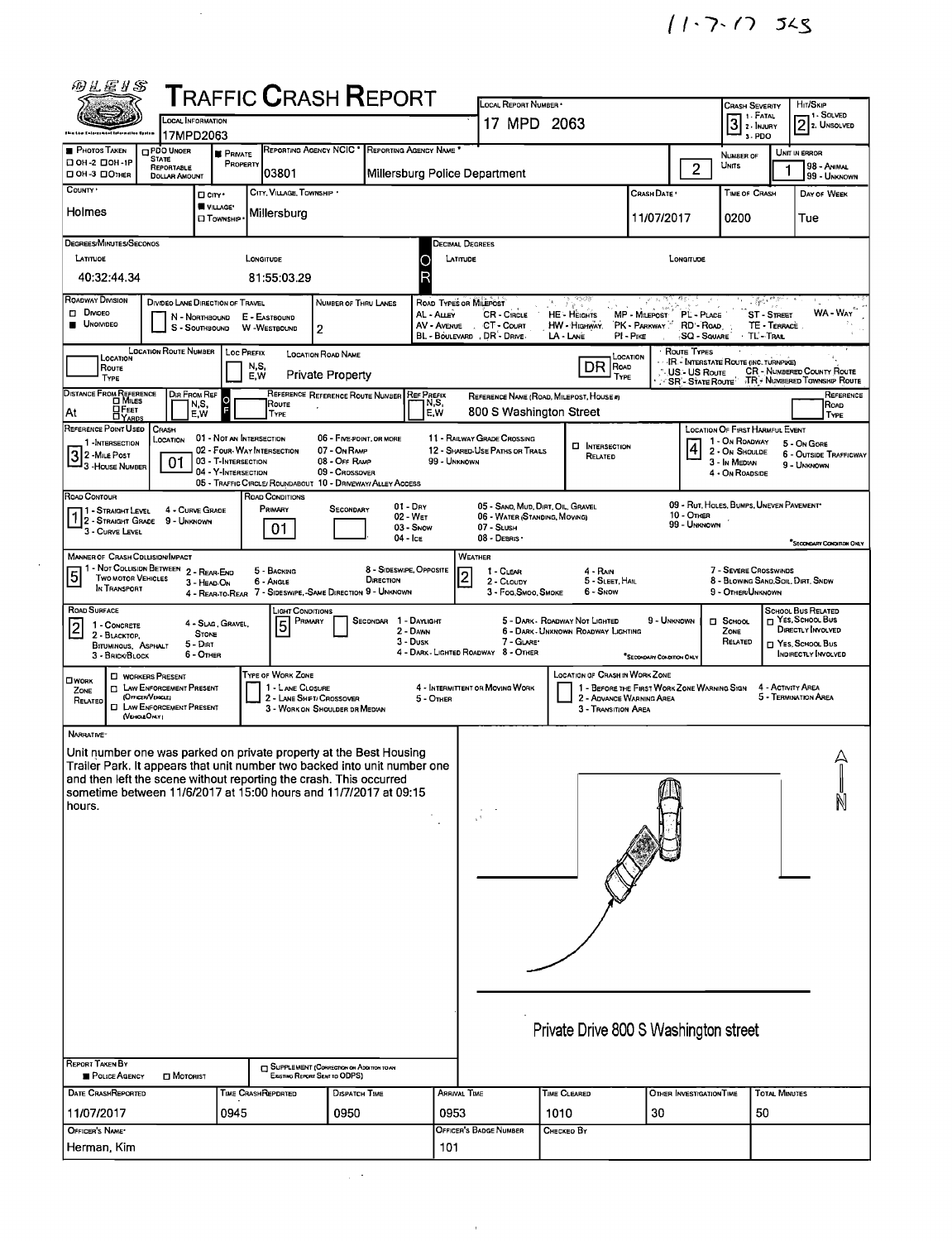11-7-17 SLS

# TRAFFIC CRASH REPORT

OLEIS

| Field | Value |
|---|---|
| Local Information | 17MPD2063 |
| Local Report Number | 17 MPD 2063 |
| Crash Severity (1 - Fatal, 2 - Injury, 3 - PDO) | 3 |
| Hit/Skip (1 - Solved, 2 - Unsolved) | 2 |
| Photos Taken | |
| PDO Under State Reportable Dollar Amount | |
| Private Property | ■ |
| Reporting Agency NCIC | 03801 |
| Reporting Agency Name | Millersburg Police Department |
| Number of Units | 2 |
| Unit in Error (98 - Animal, 99 - Unknown) | 1 |
| County | Holmes |
| City, Village, Township | ■ Village: Millersburg |
| Crash Date | 11/07/2017 |
| Time of Crash | 0200 |
| Day of Week | Tue |

**Degrees/Minutes/Seconds**

| Latitude | Longitude |
|---|---|
| 40:32:44.34 | 81:55:03.29 |

**Decimal Degrees** — Latitude: / Longitude:

| Field | Value |
|---|---|
| Roadway Division | ■ Undivided |
| Divided Lane Direction of Travel | N - Northbound, E - Eastbound, S - Southbound, W - Westbound |
| Number of Thru Lanes | 2 |
| Location Route Number | |
| Loc Prefix | |
| Location Road Name | Private Property |
| Location Road Type | DR |
| Distance From Reference | At |
| Dir From Ref | |
| Reference Route Type | |
| Reference Route Number | |
| Ref Prefix | |
| Reference Name (Road, Milepost, House #) | 800 S Washington Street |
| Reference Road Type | |
| Reference Point Used (1 - Intersection, 2 - Mile Post, 3 - House Number) | 3 |
| Crash Location | 01 |
| Intersection Related | ☐ |
| Location of First Harmful Event | 4 |
| Road Contour | 1 |
| Road Conditions Primary | 01 |
| Road Conditions Secondary | |
| Manner of Crash Collision/Impact | 5 |
| Weather | 2 |
| Road Surface | 2 |
| Light Conditions Primary | 5 |
| Light Conditions Secondary | |
| School Zone Related | ☐ |
| Work Zone Related | ☐ |

Road Types or Milepost: AL - Alley, AV - Avenue, BL - Boulevard, CR - Circle, CT - Court, DR - Drive, HE - Heights, HW - Highway, LA - Lane, MP - Milepost, PK - Parkway, PI - Pike, PL - Place, RD - Road, SQ - Square, ST - Street, TE - Terrace, TL - Trail, WA - Way

Route Types: IR - Interstate Route (inc. Turnpike), US - US Route, SR - State Route, CR - Numbered County Route, TR - Numbered Township Route

Crash Location: 01 - Not an Intersection, 02 - Four-Way Intersection, 03 - T-Intersection, 04 - Y-Intersection, 05 - Traffic Circle/Roundabout, 06 - Five-Point, or More, 07 - On Ramp, 08 - Off Ramp, 09 - Crossover, 10 - Driveway/Alley Access, 11 - Railway Grade Crossing, 12 - Shared-Use Paths or Trails, 99 - Unknown

Location of First Harmful Event: 1 - On Roadway, 2 - On Shoulder, 3 - In Median, 4 - On Roadside, 5 - On Gore, 6 - Outside Trafficway, 9 - Unknown

Road Contour: 1 - Straight Level, 2 - Straight Grade, 3 - Curve Level, 4 - Curve Grade, 9 - Unknown

Road Conditions: 01 - Dry, 02 - Wet, 03 - Snow, 04 - Ice, 05 - Sand, Mud, Dirt, Oil, Gravel, 06 - Water (Standing, Moving), 07 - Slush, 08 - Debris, 09 - Rut, Holes, Bumps, Uneven Pavement*, 10 - Other, 99 - Unknown (*Secondary Condition Only)

Manner of Crash Collision/Impact: 1 - Not Collision Between Two Motor Vehicles in Transport, 2 - Rear-End, 3 - Head-On, 4 - Rear-to-Rear, 5 - Backing, 6 - Angle, 7 - Sideswipe, Same Direction, 8 - Sideswipe, Opposite Direction, 9 - Unknown

Weather: 1 - Clear, 2 - Cloudy, 3 - Fog, Smog, Smoke, 4 - Rain, 5 - Sleet, Hail, 6 - Snow, 7 - Severe Crosswinds, 8 - Blowing Sand, Soil, Dirt, Snow, 9 - Other/Unknown

Road Surface: 1 - Concrete, 2 - Blacktop, Bituminous, Asphalt, 3 - Brick/Block, 4 - Slag, Gravel, Stone, 5 - Dirt, 6 - Other

Light Conditions: 1 - Daylight, 2 - Dawn, 3 - Dusk, 4 - Dark - Lighted Roadway, 5 - Dark - Roadway Not Lighted, 6 - Dark - Unknown Roadway Lighting, 7 - Glare*, 8 - Other, 9 - Unknown (*Secondary Condition Only)

School Bus Related: Yes, School Bus Directly Involved; Yes, School Bus Indirectly Involved

Work Zone: Workers Present, Law Enforcement Present (Officer/Vehicle), Law Enforcement Present (Vehicle Only). Type of Work Zone: 1 - Lane Closure, 2 - Lane Shift/Crossover, 3 - Work on Shoulder or Median, 4 - Intermittent or Moving Work, 5 - Other. Location of Crash in Work Zone: 1 - Before the First Work Zone Warning Sign, 2 - Advance Warning Area, 3 - Transition Area, 4 - Activity Area, 5 - Termination Area

**Narrative**

Unit number one was parked on private property at the Best Housing Trailer Park. It appears that unit number two backed into unit number one and then left the scene without reporting the crash. This occurred sometime between 11/6/2017 at 15:00 hours and 11/7/2017 at 09:15 hours.

Private Drive 800 S Washington street

N

| Field | Value |
|---|---|
| Report Taken By | ■ Police Agency ☐ Motorist |
| Supplement | ☐ |
| Date Crash Reported | 11/07/2017 |
| Time Crash Reported | 0945 |
| Dispatch Time | 0950 |
| Arrival Time | 0953 |
| Time Cleared | 1010 |
| Other Investigation Time | 30 |
| Total Minutes | 50 |
| Officer's Name | Herman, Kim |
| Officer's Badge Number | 101 |
| Checked By | |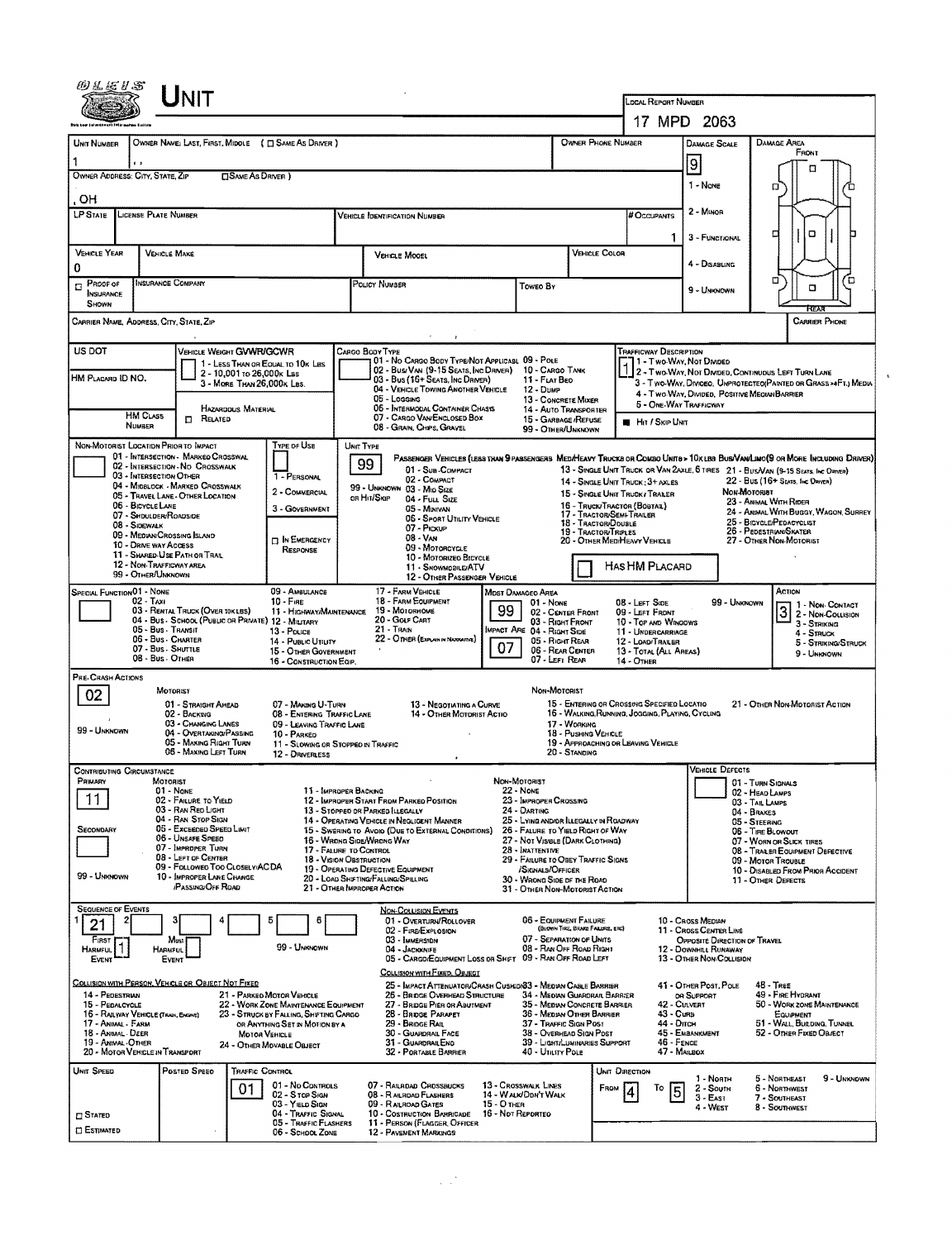# UNIT

**LOCAL REPORT NUMBER:** 17 MPD 2063

| UNIT NUMBER | OWNER NAME: LAST, FIRST, MIDDLE ( ☐ SAME AS DRIVER ) | OWNER PHONE NUMBER | DAMAGE SCALE | DAMAGE AREA |
|---|---|---|---|---|
| 1 | , , | | 9 | FRONT |

OWNER ADDRESS: CITY, STATE, ZIP ☐ SAME AS DRIVER )

, OH

DAMAGE SCALE: 1 - NONE, 2 - MINOR, 3 - FUNCTIONAL, 4 - DISABLING, 9 - UNKNOWN

| LP STATE | LICENSE PLATE NUMBER | VEHICLE IDENTIFICATION NUMBER | # OCCUPANTS |
|---|---|---|---|
| | | | 1 |

| VEHICLE YEAR | VEHICLE MAKE | VEHICLE MODEL | VEHICLE COLOR |
|---|---|---|---|
| 0 | | | |

| ☐ PROOF OF INSURANCE SHOWN | INSURANCE COMPANY | POLICY NUMBER | TOWED BY |
|---|---|---|---|
| | | | |

CARRIER NAME, ADDRESS, CITY, STATE, ZIP — CARRIER PHONE

**US DOT**

**VEHICLE WEIGHT GVWR/GCWR:** 1 - LESS THAN OR EQUAL TO 10K LBS; 2 - 10,001 TO 26,000K LBS; 3 - MORE THAN 26,000K LBS.

**HM PLACARD ID NO.** / **HM CLASS NUMBER** / ☐ HAZARDOUS MATERIAL RELATED

**CARGO BODY TYPE:** 01 - NO CARGO BODY TYPE/NOT APPLICABLE; 02 - BUS/VAN (9-15 SEATS, INC DRIVER); 03 - BUS (16+ SEATS, INC DRIVER); 04 - VEHICLE TOWING ANOTHER VEHICLE; 05 - LOGGING; 06 - INTERMODAL CONTAINER CHASIS; 07 - CARGO VAN/ENCLOSED BOX; 08 - GRAIN, CHIPS, GRAVEL; 09 - POLE; 10 - CARGO TANK; 11 - FLAT BED; 12 - DUMP; 13 - CONCRETE MIXER; 14 - AUTO TRANSPORTER; 15 - GARBAGE/REFUSE; 99 - OTHER/UNKNOWN

**TRAFFICWAY DESCRIPTION:** 1 — 1 - TWO-WAY, NOT DIVIDED; 2 - TWO-WAY, NOT DIVIDED, CONTINUOUS LEFT TURN LANE; 3 - TWO-WAY, DIVIDED, UNPROTECTED (PAINTED OR GRASS >4FT.) MEDIA; 4 - TWO-WAY, DIVIDED, POSITIVE MEDIAN BARRIER; 5 - ONE-WAY TRAFFICWAY; ■ HIT / SKIP UNIT

**NON-MOTORIST LOCATION PRIOR TO IMPACT:** 01 - INTERSECTION - MARKED CROSSWAL; 02 - INTERSECTION - NO CROSSWALK; 03 - INTERSECTION OTHER; 04 - MIDBLOCK - MARKED CROSSWALK; 05 - TRAVEL LANE - OTHER LOCATION; 06 - BICYCLE LANE; 07 - SHOULDER/ROADSIDE; 08 - SIDEWALK; 09 - MEDIAN/CROSSING ISLAND; 10 - DRIVE WAY ACCESS; 11 - SHARED-USE PATH OR TRAIL; 12 - NON-TRAFFICWAY AREA; 99 - OTHER/UNKNOWN

**TYPE OF USE:** 1 - PERSONAL; 2 - COMMERCIAL; 3 - GOVERNMENT; ☐ IN EMERGENCY RESPONSE

**UNIT TYPE:** 99

PASSENGER VEHICLES (LESS THAN 9 PASSENGERS MED/HEAVY TRUCKS OR COMBO UNITS > 10K LBS BUS/VAN/LIMO(9 OR MORE INCLUDING DRIVER): 01 - SUB-COMPACT; 02 - COMPACT; 99 - UNKNOWN 03 - MID SIZE OR HIT/SKIP; 04 - FULL SIZE; 05 - MINIVAN; 06 - SPORT UTILITY VEHICLE; 07 - PICKUP; 08 - VAN; 09 - MOTORCYCLE; 10 - MOTORIZED BICYCLE; 11 - SNOWMOBILE/ATV; 12 - OTHER PASSENGER VEHICLE; 13 - SINGLE UNIT TRUCK OR VAN 2AXLE, 6 TIRES; 14 - SINGLE UNIT TRUCK; 3+ AXLES; 15 - SINGLE UNIT TRUCK / TRAILER; 16 - TRUCK/TRACTOR (BOBTAIL); 17 - TRACTOR/SEMI-TRAILER; 18 - TRACTOR/DOUBLE; 19 - TRACTOR/TRIPLES; 20 - OTHER MED/HEAVY VEHICLE; 21 - BUS/VAN (9-15 SEATS, INC DRIVER); 22 - BUS (16+ SEATS, INC DRIVER)

NON-MOTORIST: 23 - ANIMAL WITH RIDER; 24 - ANIMAL WITH BUGGY, WAGON, SURREY; 25 - BICYCLE/PEDACYCLIST; 26 - PEDESTRIAN/SKATER; 27 - OTHER NON-MOTORIST

☐ HAS HM PLACARD

**SPECIAL FUNCTION:** 01 - NONE; 02 - TAXI; 03 - RENTAL TRUCK (OVER 10K LBS); 04 - BUS - SCHOOL (PUBLIC OR PRIVATE); 05 - BUS - TRANSIT; 06 - BUS - CHARTER; 07 - BUS - SHUTTLE; 08 - BUS - OTHER; 09 - AMBULANCE; 10 - FIRE; 11 - HIGHWAY/MAINTENANCE; 12 - MILITARY; 13 - POLICE; 14 - PUBLIC UTILITY; 15 - OTHER GOVERNMENT; 16 - CONSTRUCTION EQIP.; 17 - FARM VEHICLE; 18 - FARM EQUIPMENT; 19 - MOTORHOME; 20 - GOLF CART; 21 - TRAIN; 22 - OTHER (EXPLAIN IN NARRATIVE)

**MOST DAMAGED AREA:** 99 — 01 - NONE; 02 - CENTER FRONT; 03 - RIGHT FRONT; 04 - RIGHT SIDE; 05 - RIGHT REAR; 06 - REAR CENTER; 07 - LEFT REAR; 08 - LEFT SIDE; 09 - LEFT FRONT; 10 - TOP AND WINDOWS; 11 - UNDERCARRIAGE; 12 - LOAD/TRAILER; 13 - TOTAL (ALL AREAS); 14 - OTHER; 99 - UNKNOWN

**IMPACT AREA:** 07

**ACTION:** 3 — 1 - NON-CONTACT; 2 - NON-COLLISION; 3 - STRIKING; 4 - STRUCK; 5 - STRIKING/STRUCK; 9 - UNKNOWN

**PRE-CRASH ACTIONS:** 02

MOTORIST: 01 - STRAIGHT AHEAD; 02 - BACKING; 03 - CHANGING LANES; 04 - OVERTAKING/PASSING; 05 - MAKING RIGHT TURN; 06 - MAKING LEFT TURN; 07 - MAKING U-TURN; 08 - ENTERING TRAFFIC LANE; 09 - LEAVING TRAFFIC LANE; 10 - PARKED; 11 - SLOWING OR STOPPED IN TRAFFIC; 12 - DRIVERLESS; 13 - NEGOTIATING A CURVE; 14 - OTHER MOTORIST ACTIO; 99 - UNKNOWN

NON-MOTORIST: 15 - ENTERING OR CROSSING SPECIFIED LOCATIO; 16 - WALKING, RUNNING, JOGGING, PLAYING, CYCLING; 17 - WORKING; 18 - PUSHING VEHICLE; 19 - APPROACHING OR LEAVING VEHICLE; 20 - STANDING; 21 - OTHER NON-MOTORIST ACTION

**CONTRIBUTING CIRCUMSTANCE**

PRIMARY: 11

SECONDARY:

MOTORIST: 01 - NONE; 02 - FAILURE TO YIELD; 03 - RAN RED LIGHT; 04 - RAN STOP SIGN; 05 - EXCEEDED SPEED LIMIT; 06 - UNSAFE SPEED; 07 - IMPROPER TURN; 08 - LEFT OF CENTER; 09 - FOLLOWED TOO CLOSELY/ACDA; 10 - IMPROPER LANE CHANGE /PASSING/OFF ROAD; 11 - IMPROPER BACKING; 12 - IMPROPER START FROM PARKED POSITION; 13 - STOPPED OR PARKED ILLEGALLY; 14 - OPERATING VEHICLE IN NEGLIGENT MANNER; 15 - SWERING TO AVOID (DUE TO EXTERNAL CONDITIONS); 16 - WRONG SIDE/WRONG WAY; 17 - FAILURE TO CONTROL; 18 - VISION OBSTRUCTION; 19 - OPERATING DEFECTIVE EQUIPMENT; 20 - LOAD SHIFTING/FALLING/SPILLING; 21 - OTHER IMPROPER ACTION; 99 - UNKNOWN

NON-MOTORIST: 22 - NONE; 23 - IMPROPER CROSSING; 24 - DARTING; 25 - LYING AND/OR ILLEGALLY IN ROADWAY; 26 - FAILURE TO YIELD RIGHT OF WAY; 27 - NOT VISIBLE (DARK CLOTHING); 28 - INATTENTIVE; 29 - FAILURE TO OBEY TRAFFIC SIGNS /SIGNALS/OFFICER; 30 - WRONG SIDE OF THE ROAD; 31 - OTHER NON-MOTORIST ACTION

**VEHICLE DEFECTS:** 01 - TURN SIGNALS; 02 - HEAD LAMPS; 03 - TAIL LAMPS; 04 - BRAKES; 05 - STEERING; 06 - TIRE BLOWOUT; 07 - WORN OR SLICK TIRES; 08 - TRAILER EQUIPMENT DEFECTIVE; 09 - MOTOR TROUBLE; 10 - DISABLED FROM PRIOR ACCIDENT; 11 - OTHER DEFECTS

**SEQUENCE OF EVENTS**

| 1 | 2 | 3 | 4 | 5 | 6 |
|---|---|---|---|---|---|
| 21 | | | | | |

FIRST HARMFUL EVENT: 1 — MOST HARMFUL EVENT: — 99 - UNKNOWN

NON-COLLISION EVENTS: 01 - OVERTURN/ROLLOVER; 02 - FIRE/EXPLOSION; 03 - IMMERSION; 04 - JACKKNIFE; 05 - CARGO/EQUIPMENT LOSS OR SHIFT; 06 - EQUIPMENT FAILURE (BLOWN TIRE, BRAKE FAILURE, ETC); 07 - SEPARATION OF UNITS; 08 - RAN OFF ROAD RIGHT; 09 - RAN OFF ROAD LEFT; 10 - CROSS MEDIAN; 11 - CROSS CENTER LINE OPPOSITE DIRECTION OF TRAVEL; 12 - DOWNHILL RUNAWAY; 13 - OTHER NON-COLLISION

COLLISION WITH PERSON, VEHICLE OR OBJECT NOT FIXED: 14 - PEDESTRIAN; 15 - PEDALCYCLE; 16 - RAILWAY VEHICLE (TRAIN, ENGINE); 17 - ANIMAL - FARM; 18 - ANIMAL - DEER; 19 - ANIMAL - OTHER; 20 - MOTOR VEHICLE IN TRANSPORT; 21 - PARKED MOTOR VEHICLE; 22 - WORK ZONE MAINTENANCE EQUIPMENT; 23 - STRUCK BY FALLING, SHIFTING CARGO OR ANYTHING SET IN MOTION BY A MOTOR VEHICLE; 24 - OTHER MOVABLE OBJECT

COLLISION WITH FIXED, OBJECT: 25 - IMPACT ATTENUATOR/CRASH CUSHION; 26 - BRIDGE OVERHEAD STRUCTURE; 27 - BRIDGE PIER OR ABUTMENT; 28 - BRIDGE PARAPET; 29 - BRIDGE RAIL; 30 - GUARDRAIL FACE; 31 - GUARDRAIL END; 32 - PORTABLE BARRIER; 33 - MEDIAN CABLE BARRIER; 34 - MEDIAN GUARDRAIL BARRIER; 35 - MEDIAN CONCRETE BARRIER; 36 - MEDIAN OTHER BARRIER; 37 - TRAFFIC SIGN POST; 38 - OVERHEAD SIGN POST; 39 - LIGHT/LUMINARIES SUPPORT; 40 - UTILITY POLE; 41 - OTHER POST, POLE OR SUPPORT; 42 - CULVERT; 43 - CURB; 44 - DITCH; 45 - EMBANKMENT; 46 - FENCE; 47 - MAILBOX; 48 - TREE; 49 - FIRE HYDRANT; 50 - WORK ZONE MAINTENANCE EQUIPMENT; 51 - WALL, BUILDING, TUNNEL; 52 - OTHER FIXED OBJECT

| UNIT SPEED | POSTED SPEED | TRAFFIC CONTROL | UNIT DIRECTION |
|---|---|---|---|
| | | 01 | FROM 4 TO 5 |

☐ STATED ☐ ESTIMATED

TRAFFIC CONTROL: 01 - NO CONTROLS; 02 - STOP SIGN; 03 - YIELD SIGN; 04 - TRAFFIC SIGNAL; 05 - TRAFFIC FLASHERS; 06 - SCHOOL ZONE; 07 - RAILROAD CROSSBUCKS; 08 - RAILROAD FLASHERS; 09 - RAILROAD GATES; 10 - COSTRUCTION BARRICADE; 11 - PERSON (FLAGGER, OFFICER; 12 - PAVEMENT MARKINGS; 13 - CROSSWALK LINES; 14 - WALK/DON'T WALK; 15 - OTHER; 16 - NOT REPORTED

UNIT DIRECTION: 1 - NORTH; 2 - SOUTH; 3 - EAST; 4 - WEST; 5 - NORTHEAST; 6 - NORTHWEST; 7 - SOUTHEAST; 8 - SOUTHWEST; 9 - UNKNOWN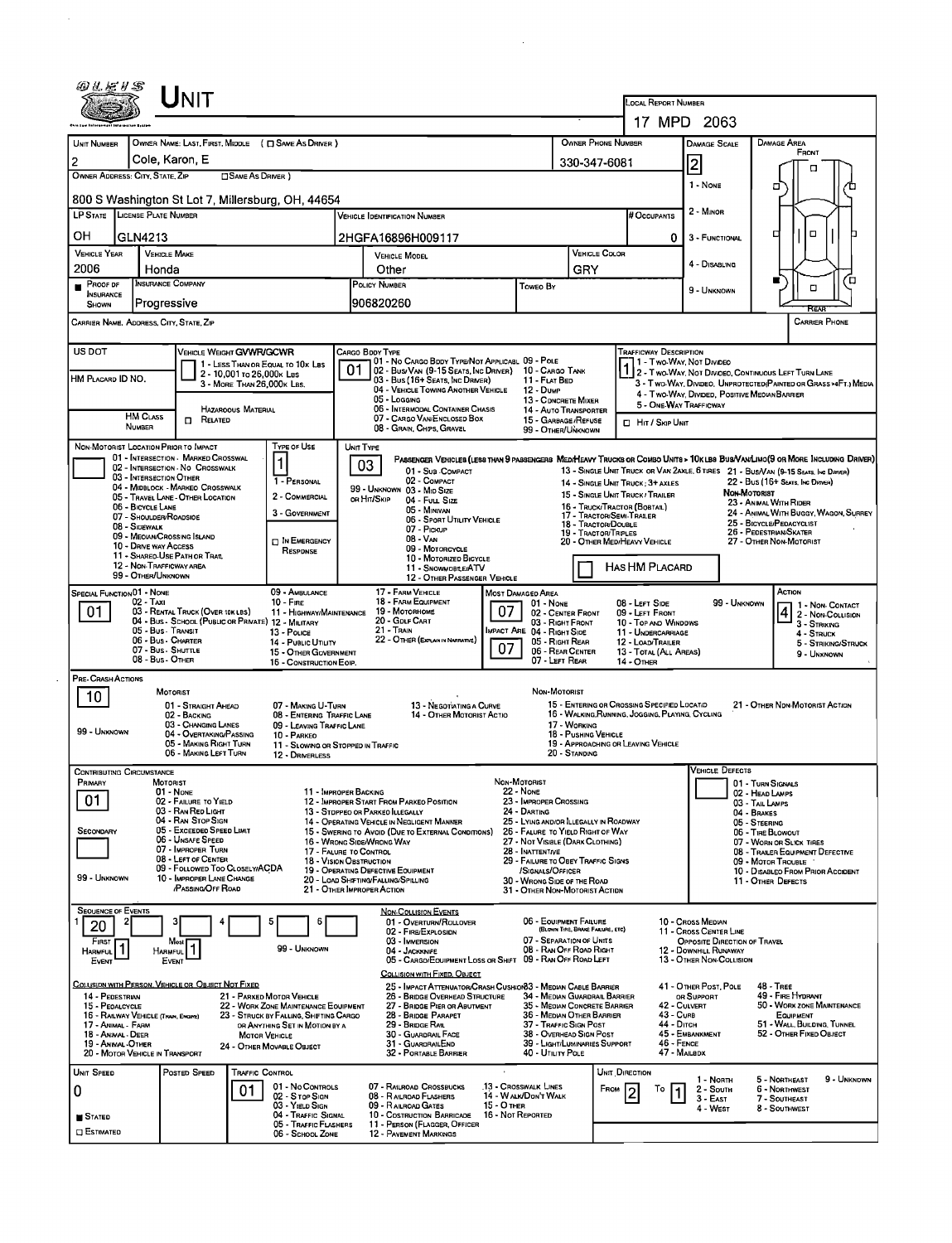# UNIT

**LOCAL REPORT NUMBER:** 17 MPD 2063

| UNIT NUMBER | OWNER NAME: LAST, FIRST, MIDDLE ( ☐ SAME AS DRIVER ) | OWNER PHONE NUMBER | DAMAGE SCALE | DAMAGE AREA |
|---|---|---|---|---|
| 2 | Cole, Karon, E | 330-347-6081 | 2 | FRONT |

**OWNER ADDRESS: CITY, STATE, ZIP** ( ☐ SAME AS DRIVER ): 800 S Washington St Lot 7, Millersburg, OH, 44654

| LP STATE | LICENSE PLATE NUMBER | VEHICLE IDENTIFICATION NUMBER | # OCCUPANTS |
|---|---|---|---|
| OH | GLN4213 | 2HGFA16896H009117 | 0 |

| VEHICLE YEAR | VEHICLE MAKE | VEHICLE MODEL | VEHICLE COLOR |
|---|---|---|---|
| 2006 | Honda | Other | GRY |

| PROOF OF INSURANCE SHOWN | INSURANCE COMPANY | POLICY NUMBER | TOWED BY |
|---|---|---|---|
| ■ | Progressive | 906820260 | |

DAMAGE SCALE: 1 - NONE, 2 - MINOR, 3 - FUNCTIONAL, 4 - DISABLING, 9 - UNKNOWN

CARRIER NAME, ADDRESS, CITY, STATE, ZIP — CARRIER PHONE

**US DOT** — **VEHICLE WEIGHT GVWR/GCWR:** 1 - LESS THAN OR EQUAL TO 10K LBS; 2 - 10,001 TO 26,000K LBS; 3 - MORE THAN 26,000K LBS.

**HM PLACARD ID NO.** — **HM CLASS NUMBER** — ☐ HAZARDOUS MATERIAL RELATED

**CARGO BODY TYPE:** 01

01 - NO CARGO BODY TYPE/NOT APPLICABLE; 02 - BUS/VAN (9-15 SEATS, INC DRIVER); 03 - BUS (16+ SEATS, INC DRIVER); 04 - VEHICLE TOWING ANOTHER VEHICLE; 05 - LOGGING; 06 - INTERMODAL CONTAINER CHASIS; 07 - CARGO VAN/ENCLOSED BOX; 08 - GRAIN, CHIPS, GRAVEL; 09 - POLE; 10 - CARGO TANK; 11 - FLAT BED; 12 - DUMP; 13 - CONCRETE MIXER; 14 - AUTO TRANSPORTER; 15 - GARBAGE/REFUSE; 99 - OTHER/UNKNOWN

**TRAFFICWAY DESCRIPTION:** 1

1 - TWO-WAY, NOT DIVIDED; 2 - TWO-WAY, NOT DIVIDED, CONTINUOUS LEFT TURN LANE; 3 - TWO-WAY, DIVIDED, UNPROTECTED (PAINTED OR GRASS >4FT.) MEDIA; 4 - TWO-WAY, DIVIDED, POSITIVE MEDIAN BARRIER; 5 - ONE-WAY TRAFFICWAY

☐ HIT / SKIP UNIT

**NON-MOTORIST LOCATION PRIOR TO IMPACT:** 01 - INTERSECTION - MARKED CROSSWAL; 02 - INTERSECTION - NO CROSSWALK; 03 - INTERSECTION OTHER; 04 - MIDBLOCK - MARKED CROSSWALK; 05 - TRAVEL LANE - OTHER LOCATION; 06 - BICYCLE LANE; 07 - SHOULDER/ROADSIDE; 08 - SIDEWALK; 09 - MEDIAN/CROSSING ISLAND; 10 - DRIVE WAY ACCESS; 11 - SHARED-USE PATH OR TRAIL; 12 - NON-TRAFFICWAY AREA; 99 - OTHER/UNKNOWN

**TYPE OF USE:** 1 — 1 - PERSONAL; 2 - COMMERCIAL; 3 - GOVERNMENT; ☐ IN EMERGENCY RESPONSE

**UNIT TYPE:** 03

PASSENGER VEHICLES (LESS THAN 9 PASSENGERS): 01 - SUB COMPACT; 02 - COMPACT; 99 - UNKNOWN 03 - MID SIZE OR HIT/SKIP; 04 - FULL SIZE; 05 - MINIVAN; 06 - SPORT UTILITY VEHICLE; 07 - PICKUP; 08 - VAN; 09 - MOTORCYCLE; 10 - MOTORIZED BICYCLE; 11 - SNOWMOBILE/ATV; 12 - OTHER PASSENGER VEHICLE

MED/HEAVY TRUCKS OR COMBO UNITS > 10K LBS: 13 - SINGLE UNIT TRUCK OR VAN 2AXLE, 6 TIRES; 14 - SINGLE UNIT TRUCK; 3+ AXLES; 15 - SINGLE UNIT TRUCK / TRAILER; 16 - TRUCK/TRACTOR (BOBTAIL); 17 - TRACTOR/SEMI-TRAILER; 18 - TRACTOR/DOUBLE; 19 - TRACTOR/TRIPLES; 20 - OTHER MED/HEAVY VEHICLE

BUS/VAN/LIMO (9 OR MORE INCLUDING DRIVER): 21 - BUS/VAN (9-15 SEATS, INC DRIVER); 22 - BUS (16+ SEATS, INC DRIVER)

NON-MOTORIST: 23 - ANIMAL WITH RIDER; 24 - ANIMAL WITH BUGGY, WAGON, SURREY; 25 - BICYCLE/PEDACYCLIST; 26 - PEDESTRIAN/SKATER; 27 - OTHER NON-MOTORIST

☐ HAS HM PLACARD

**SPECIAL FUNCTION:** 01

01 - NONE; 02 - TAXI; 03 - RENTAL TRUCK (OVER 10K LBS); 04 - BUS - SCHOOL (PUBLIC OR PRIVATE); 05 - BUS - TRANSIT; 06 - BUS - CHARTER; 07 - BUS - SHUTTLE; 08 - BUS - OTHER; 09 - AMBULANCE; 10 - FIRE; 11 - HIGHWAY/MAINTENANCE; 12 - MILITARY; 13 - POLICE; 14 - PUBLIC UTILITY; 15 - OTHER GOVERNMENT; 16 - CONSTRUCTION EQIP.; 17 - FARM VEHICLE; 18 - FARM EQUIPMENT; 19 - MOTORHOME; 20 - GOLF CART; 21 - TRAIN; 22 - OTHER (EXPLAIN IN NARRATIVE)

**MOST DAMAGED AREA:** 07 — **IMPACT ARE:** 07

01 - NONE; 02 - CENTER FRONT; 03 - RIGHT FRONT; 04 - RIGHT SIDE; 05 - RIGHT REAR; 06 - REAR CENTER; 07 - LEFT REAR; 08 - LEFT SIDE; 09 - LEFT FRONT; 10 - TOP AND WINDOWS; 11 - UNDERCARRIAGE; 12 - LOAD/TRAILER; 13 - TOTAL (ALL AREAS); 14 - OTHER; 99 - UNKNOWN

**ACTION:** 4 — 1 - NON-CONTACT; 2 - NON-COLLISION; 3 - STRIKING; 4 - STRUCK; 5 - STRIKING/STRUCK; 9 - UNKNOWN

**PRE-CRASH ACTIONS:** 10

MOTORIST: 01 - STRAIGHT AHEAD; 02 - BACKING; 03 - CHANGING LANES; 04 - OVERTAKING/PASSING; 05 - MAKING RIGHT TURN; 06 - MAKING LEFT TURN; 07 - MAKING U-TURN; 08 - ENTERING TRAFFIC LANE; 09 - LEAVING TRAFFIC LANE; 10 - PARKED; 11 - SLOWING OR STOPPED IN TRAFFIC; 12 - DRIVERLESS; 13 - NEGOTIATING A CURVE; 14 - OTHER MOTORIST ACTIO; 99 - UNKNOWN

NON-MOTORIST: 15 - ENTERING OR CROSSING SPECIFIED LOCATIO; 16 - WALKING, RUNNING, JOGGING, PLAYING, CYCLING; 17 - WORKING; 18 - PUSHING VEHICLE; 19 - APPROACHING OR LEAVING VEHICLE; 20 - STANDING; 21 - OTHER NON-MOTORIST ACTION

**CONTRIBUTING CIRCUMSTANCE** — PRIMARY: 01; SECONDARY: (blank); 99 - UNKNOWN

MOTORIST: 01 - NONE; 02 - FAILURE TO YIELD; 03 - RAN RED LIGHT; 04 - RAN STOP SIGN; 05 - EXCEEDED SPEED LIMIT; 06 - UNSAFE SPEED; 07 - IMPROPER TURN; 08 - LEFT OF CENTER; 09 - FOLLOWED TOO CLOSELY/ACDA; 10 - IMPROPER LANE CHANGE /PASSING/OFF ROAD; 11 - IMPROPER BACKING; 12 - IMPROPER START FROM PARKED POSITION; 13 - STOPPED OR PARKED ILLEGALLY; 14 - OPERATING VEHICLE IN NEGLIGENT MANNER; 15 - SWERING TO AVOID (DUE TO EXTERNAL CONDITIONS); 16 - WRONG SIDE/WRONG WAY; 17 - FAILURE TO CONTROL; 18 - VISION OBSTRUCTION; 19 - OPERATING DEFECTIVE EQUIPMENT; 20 - LOAD SHIFTING/FALLING/SPILLING; 21 - OTHER IMPROPER ACTION

NON-MOTORIST: 22 - NONE; 23 - IMPROPER CROSSING; 24 - DARTING; 25 - LYING AND/OR ILLEGALLY IN ROADWAY; 26 - FALURE TO YIELD RIGHT OF WAY; 27 - NOT VISIBLE (DARK CLOTHING); 28 - INATTENTIVE; 29 - FAILURE TO OBEY TRAFFIC SIGNS /SIGNALS/OFFICER; 30 - WRONG SIDE OF THE ROAD; 31 - OTHER NON-MOTORIST ACTION

VEHICLE DEFECTS: 01 - TURN SIGNALS; 02 - HEAD LAMPS; 03 - TAIL LAMPS; 04 - BRAKES; 05 - STEERING; 06 - TIRE BLOWOUT; 07 - WORN OR SLICK TIRES; 08 - TRAILER EQUIPMENT DEFECTIVE; 09 - MOTOR TROUBLE; 10 - DISABLED FROM PRIOR ACCIDENT; 11 - OTHER DEFECTS

**SEQUENCE OF EVENTS:** 1: 20; 2–6: (blank)

FIRST HARMFUL EVENT: 1 — MOST HARMFUL EVENT: 1 — 99 - UNKNOWN

NON-COLLISION EVENTS: 01 - OVERTURN/ROLLOVER; 02 - FIRE/EXPLOSION; 03 - IMMERSION; 04 - JACKKNIFE; 05 - CARGO/EQUIPMENT LOSS OR SHIFT; 06 - EQUIPMENT FAILURE (BLOWN TIRE, BRAKE FAILURE, ETC); 07 - SEPARATION OF UNITS; 08 - RAN OFF ROAD RIGHT; 09 - RAN OFF ROAD LEFT; 10 - CROSS MEDIAN; 11 - CROSS CENTER LINE OPPOSITE DIRECTION OF TRAVEL; 12 - DOWNHILL RUNAWAY; 13 - OTHER NON-COLLISION

COLLISION WITH PERSON, VEHICLE OR OBJECT NOT FIXED: 14 - PEDESTRIAN; 15 - PEDALCYCLE; 16 - RAILWAY VEHICLE (TRAIN, ENGINE); 17 - ANIMAL - FARM; 18 - ANIMAL - DEER; 19 - ANIMAL - OTHER; 20 - MOTOR VEHICLE IN TRANSPORT; 21 - PARKED MOTOR VEHICLE; 22 - WORK ZONE MAINTENANCE EQUIPMENT; 23 - STRUCK BY FALLING, SHIFTING CARGO OR ANYTHING SET IN MOTION BY A MOTOR VEHICLE; 24 - OTHER MOVABLE OBJECT

COLLISION WITH FIXED, OBJECT: 25 - IMPACT ATTENUATOR/CRASH CUSHION; 26 - BRIDGE OVERHEAD STRUCTURE; 27 - BRIDGE PIER OR ABUTMENT; 28 - BRIDGE PARAPET; 29 - BRIDGE RAIL; 30 - GUARDRAIL FACE; 31 - GUARDRAILEND; 32 - PORTABLE BARRIER; 33 - MEDIAN CABLE BARRIER; 34 - MEDIAN GUARDRAIL BARRIER; 35 - MEDIAN CONCRETE BARRIER; 36 - MEDIAN OTHER BARRIER; 37 - TRAFFIC SIGN POST; 38 - OVERHEAD SIGN POST; 39 - LIGHT/LUMINARIES SUPPORT; 40 - UTILITY POLE; 41 - OTHER POST, POLE OR SUPPORT; 42 - CULVERT; 43 - CURB; 44 - DITCH; 45 - EMBANKMENT; 46 - FENCE; 47 - MAILBOX; 48 - TREE; 49 - FIRE HYDRANT; 50 - WORK ZONE MAINTENANCE EQUIPMENT; 51 - WALL, BUILDING, TUNNEL; 52 - OTHER FIXED OBJECT

| UNIT SPEED | POSTED SPEED | TRAFFIC CONTROL | UNIT DIRECTION |
|---|---|---|---|
| 0 | | 01 | FROM 2 TO 1 |

■ STATED ☐ ESTIMATED

TRAFFIC CONTROL: 01 - NO CONTROLS; 02 - STOP SIGN; 03 - YIELD SIGN; 04 - TRAFFIC SIGNAL; 05 - TRAFFIC FLASHERS; 06 - SCHOOL ZONE; 07 - RAILROAD CROSSBUCKS; 08 - RAILROAD FLASHERS; 09 - RAILROAD GATES; 10 - COSTRUCTION BARRICADE; 11 - PERSON (FLAGGER, OFFICER); 12 - PAVEMENT MARKINGS; 13 - CROSSWALK LINES; 14 - WALK/DON'T WALK; 15 - OTHER; 16 - NOT REPORTED

UNIT DIRECTION: 1 - NORTH; 2 - SOUTH; 3 - EAST; 4 - WEST; 5 - NORTHEAST; 6 - NORTHWEST; 7 - SOUTHEAST; 8 - SOUTHWEST; 9 - UNKNOWN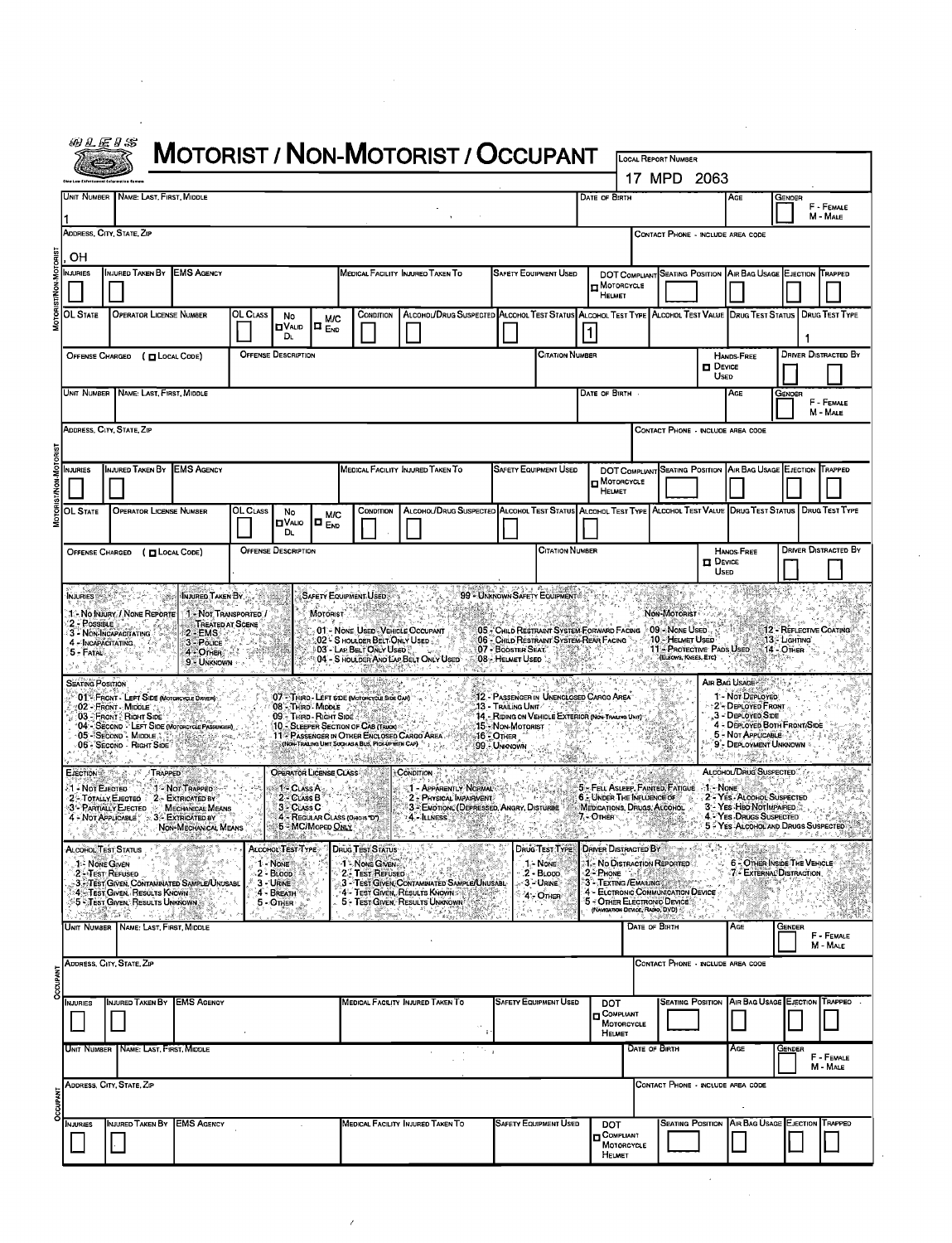# MOTORIST / NON-MOTORIST / OCCUPANT

OLEIS — Ohio Law Enforcement Information System

LOCAL REPORT NUMBER: 17 MPD 2063

## MOTORIST/NON-MOTORIST

| UNIT NUMBER | NAME: LAST, FIRST, MIDDLE | DATE OF BIRTH | AGE | GENDER (F - FEMALE, M - MALE) |
|---|---|---|---|---|
| 1 | | | | |

| ADDRESS, CITY, STATE, ZIP | CONTACT PHONE - INCLUDE AREA CODE |
|---|---|
| , OH | |

| INJURIES | INJURED TAKEN BY | EMS AGENCY | MEDICAL FACILITY INJURED TAKEN TO | SAFETY EQUIPMENT USED | DOT COMPLIANT MOTORCYCLE HELMET | SEATING POSITION | AIR BAG USAGE | EJECTION | TRAPPED |
|---|---|---|---|---|---|---|---|---|---|
| | | | | | | | | | |

| OL STATE | OPERATOR LICENSE NUMBER | OL CLASS | NO VALID DL | M/C END | CONDITION | ALCOHOL/DRUG SUSPECTED | ALCOHOL TEST STATUS | ALCOHOL TEST TYPE | ALCOHOL TEST VALUE | DRUG TEST STATUS | DRUG TEST TYPE |
|---|---|---|---|---|---|---|---|---|---|---|---|
| | | | | | | | | 1 | | | 1 |

| OFFENSE CHARGED ( LOCAL CODE) | OFFENSE DESCRIPTION | CITATION NUMBER | HANDS-FREE DEVICE USED | DRIVER DISTRACTED BY |
|---|---|---|---|---|
| | | | | |

## MOTORIST/NON-MOTORIST

| UNIT NUMBER | NAME: LAST, FIRST, MIDDLE | DATE OF BIRTH | AGE | GENDER (F - FEMALE, M - MALE) |
|---|---|---|---|---|
| | | | | |

| ADDRESS, CITY, STATE, ZIP | CONTACT PHONE - INCLUDE AREA CODE |
|---|---|
| | |

| INJURIES | INJURED TAKEN BY | EMS AGENCY | MEDICAL FACILITY INJURED TAKEN TO | SAFETY EQUIPMENT USED | DOT COMPLIANT MOTORCYCLE HELMET | SEATING POSITION | AIR BAG USAGE | EJECTION | TRAPPED |
|---|---|---|---|---|---|---|---|---|---|
| | | | | | | | | | |

| OL STATE | OPERATOR LICENSE NUMBER | OL CLASS | NO VALID DL | M/C END | CONDITION | ALCOHOL/DRUG SUSPECTED | ALCOHOL TEST STATUS | ALCOHOL TEST TYPE | ALCOHOL TEST VALUE | DRUG TEST STATUS | DRUG TEST TYPE |
|---|---|---|---|---|---|---|---|---|---|---|---|
| | | | | | | | | | | | |

| OFFENSE CHARGED ( LOCAL CODE) | OFFENSE DESCRIPTION | CITATION NUMBER | HANDS-FREE DEVICE USED | DRIVER DISTRACTED BY |
|---|---|---|---|---|
| | | | | |

## CODES

**INJURIES**
1 - NO INJURY / NONE REPORTED
2 - POSSIBLE
3 - NON-INCAPACITATING
4 - INCAPACITATING
5 - FATAL

**INJURED TAKEN BY**
1 - NOT TRANSPORTED / TREATED AT SCENE
2 - EMS
3 - POLICE
4 - OTHER
9 - UNKNOWN

**SAFETY EQUIPMENT USED** — 99 - UNKNOWN SAFETY EQUIPMENT

MOTORIST
01 - NONE USED - VEHICLE OCCUPANT
02 - SHOULDER BELT ONLY USED
03 - LAP BELT ONLY USED
04 - SHOULDER AND LAP BELT ONLY USED
05 - CHILD RESTRAINT SYSTEM-FORWARD FACING
06 - CHILD RESTRAINT SYSTEM-REAR FACING
07 - BOOSTER SEAT
08 - HELMET USED

NON-MOTORIST
09 - NONE USED
10 - HELMET USED
11 - PROTECTIVE PADS USED (ELBOWS, KNEES, ETC)
12 - REFLECTIVE COATING
13 - LIGHTING
14 - OTHER

**SEATING POSITION**
01 - FRONT - LEFT SIDE (MOTORCYCLE DRIVER)
02 - FRONT - MIDDLE
03 - FRONT - RIGHT SIDE
04 - SECOND - LEFT SIDE (MOTORCYCLE PASSENGER)
05 - SECOND - MIDDLE
06 - SECOND - RIGHT SIDE
07 - THIRD - LEFT SIDE (MOTORCYCLE SIDE CAR)
08 - THIRD - MIDDLE
09 - THIRD - RIGHT SIDE
10 - SLEEPER SECTION OF CAB (TRUCK)
11 - PASSENGER IN OTHER ENCLOSED CARGO AREA (NON-TRAILING UNIT SUCH AS A BUS, PICK-UP WITH CAP)
12 - PASSENGER IN UNENCLOSED CARGO AREA
13 - TRAILING UNIT
14 - RIDING ON VEHICLE EXTERIOR (NON-TRAILING UNIT)
15 - NON-MOTORIST
16 - OTHER
99 - UNKNOWN

**AIR BAG USAGE**
1 - NOT DEPLOYED
2 - DEPLOYED FRONT
3 - DEPLOYED SIDE
4 - DEPLOYED BOTH FRONT/SIDE
5 - NOT APPLICABLE
9 - DEPLOYMENT UNKNOWN

**EJECTION**
1 - NOT EJECTED
2 - TOTALLY EJECTED
3 - PARTIALLY EJECTED
4 - NOT APPLICABLE

**TRAPPED**
1 - NOT TRAPPED
2 - EXTRICATED BY MECHANICAL MEANS
3 - EXTRICATED BY NON-MECHANICAL MEANS

**OPERATOR LICENSE CLASS**
1 - CLASS A
2 - CLASS B
3 - CLASS C
4 - REGULAR CLASS (OHIO IS "D")
5 - MC/MOPED ONLY

**CONDITION**
1 - APPARENTLY NORMAL
2 - PHYSICAL IMPAIRMENT
3 - EMOTIONAL (DEPRESSED, ANGRY, DISTURBED)
4 - ILLNESS
5 - FELL ASLEEP, FAINTED, FATIGUE
6 - UNDER THE INFLUENCE OF MEDICATIONS, DRUGS, ALCOHOL
7 - OTHER

**ALCOHOL/DRUG SUSPECTED**
1 - NONE
2 - YES - ALCOHOL SUSPECTED
3 - YES - HBD NOT IMPAIRED
4 - YES - DRUGS SUSPECTED
5 - YES - ALCOHOL AND DRUGS SUSPECTED

**ALCOHOL TEST STATUS**
1 - NONE GIVEN
2 - TEST REFUSED
3 - TEST GIVEN, CONTAMINATED SAMPLE/UNUSABLE
4 - TEST GIVEN, RESULTS KNOWN
5 - TEST GIVEN, RESULTS UNKNOWN

**ALCOHOL TEST TYPE**
1 - NONE
2 - BLOOD
3 - URINE
4 - BREATH
5 - OTHER

**DRUG TEST STATUS**
1 - NONE GIVEN
2 - TEST REFUSED
3 - TEST GIVEN, CONTAMINATED SAMPLE/UNUSABLE
4 - TEST GIVEN, RESULTS KNOWN
5 - TEST GIVEN, RESULTS UNKNOWN

**DRUG TEST TYPE**
1 - NONE
2 - BLOOD
3 - URINE
4 - OTHER

**DRIVER DISTRACTED BY**
1 - NO DISTRACTION REPORTED
2 - PHONE
3 - TEXTING /EMAILING
4 - ELECTRONIC COMMUNICATION DEVICE
5 - OTHER ELECTRONIC DEVICE (NAVIGATION DEVICE, RADIO, DVD)
6 - OTHER INSIDE THE VEHICLE
7 - EXTERNAL DISTRACTION

## OCCUPANT

| UNIT NUMBER | NAME: LAST, FIRST, MIDDLE | DATE OF BIRTH | AGE | GENDER (F - FEMALE, M - MALE) |
|---|---|---|---|---|
| | | | | |

| ADDRESS, CITY, STATE, ZIP | CONTACT PHONE - INCLUDE AREA CODE |
|---|---|
| | |

| INJURIES | INJURED TAKEN BY | EMS AGENCY | MEDICAL FACILITY INJURED TAKEN TO | SAFETY EQUIPMENT USED | DOT COMPLIANT MOTORCYCLE HELMET | SEATING POSITION | AIR BAG USAGE | EJECTION | TRAPPED |
|---|---|---|---|---|---|---|---|---|---|
| | | | | | | | | | |

## OCCUPANT

| UNIT NUMBER | NAME: LAST, FIRST, MIDDLE | DATE OF BIRTH | AGE | GENDER (F - FEMALE, M - MALE) |
|---|---|---|---|---|
| | | | | |

| ADDRESS, CITY, STATE, ZIP | CONTACT PHONE - INCLUDE AREA CODE |
|---|---|
| | |

| INJURIES | INJURED TAKEN BY | EMS AGENCY | MEDICAL FACILITY INJURED TAKEN TO | SAFETY EQUIPMENT USED | DOT COMPLIANT MOTORCYCLE HELMET | SEATING POSITION | AIR BAG USAGE | EJECTION | TRAPPED |
|---|---|---|---|---|---|---|---|---|---|
| | | | | | | | | | |